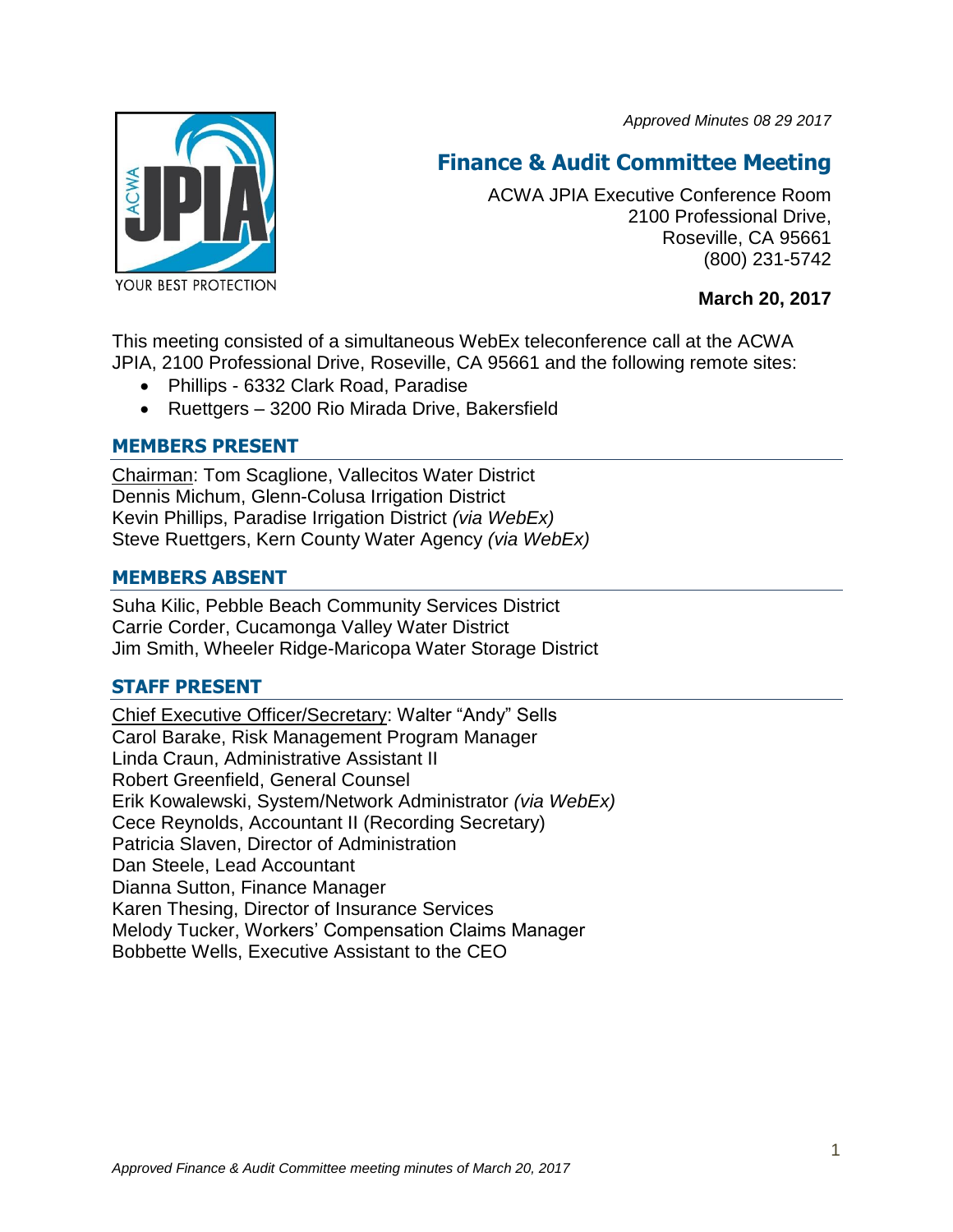*Approved Minutes 08 29 2017*

# Finance & Audit Committee Meeting

ACWA JPIA Executive Conference Room
2100 Professional Drive,
Roseville, CA 95661
(800) 231-5742

**March 20, 2017**

This meeting consisted of a simultaneous WebEx teleconference call at the ACWA JPIA, 2100 Professional Drive, Roseville, CA 95661 and the following remote sites:

- Phillips - 6332 Clark Road, Paradise
- Ruettgers – 3200 Rio Mirada Drive, Bakersfield

## MEMBERS PRESENT

Chairman: Tom Scaglione, Vallecitos Water District
Dennis Michum, Glenn-Colusa Irrigation District
Kevin Phillips, Paradise Irrigation District *(via WebEx)*
Steve Ruettgers, Kern County Water Agency *(via WebEx)*

## MEMBERS ABSENT

Suha Kilic, Pebble Beach Community Services District
Carrie Corder, Cucamonga Valley Water District
Jim Smith, Wheeler Ridge-Maricopa Water Storage District

## STAFF PRESENT

Chief Executive Officer/Secretary: Walter "Andy" Sells
Carol Barake, Risk Management Program Manager
Linda Craun, Administrative Assistant II
Robert Greenfield, General Counsel
Erik Kowalewski, System/Network Administrator *(via WebEx)*
Cece Reynolds, Accountant II (Recording Secretary)
Patricia Slaven, Director of Administration
Dan Steele, Lead Accountant
Dianna Sutton, Finance Manager
Karen Thesing, Director of Insurance Services
Melody Tucker, Workers' Compensation Claims Manager
Bobbette Wells, Executive Assistant to the CEO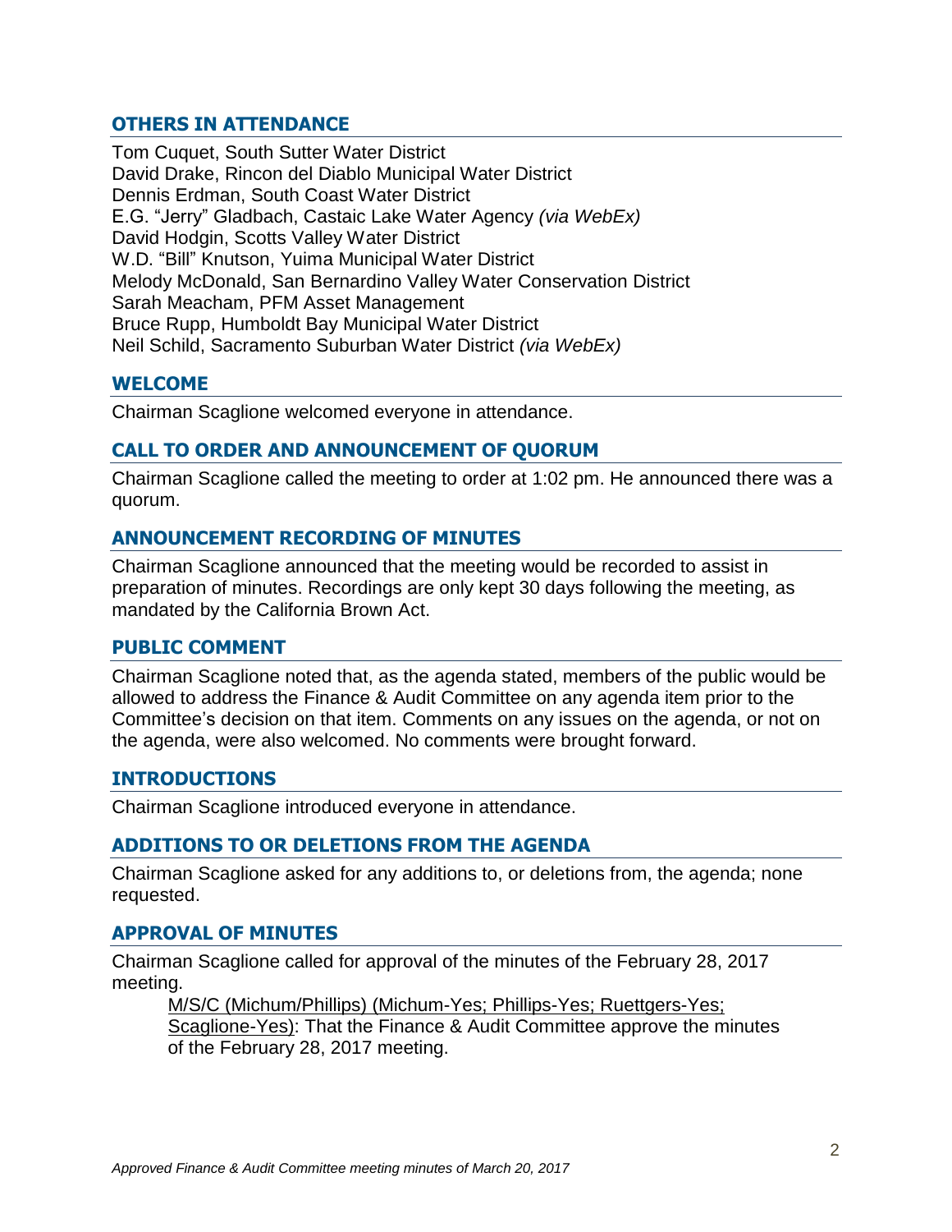## OTHERS IN ATTENDANCE

Tom Cuquet, South Sutter Water District
David Drake, Rincon del Diablo Municipal Water District
Dennis Erdman, South Coast Water District
E.G. "Jerry" Gladbach, Castaic Lake Water Agency *(via WebEx)*
David Hodgin, Scotts Valley Water District
W.D. "Bill" Knutson, Yuima Municipal Water District
Melody McDonald, San Bernardino Valley Water Conservation District
Sarah Meacham, PFM Asset Management
Bruce Rupp, Humboldt Bay Municipal Water District
Neil Schild, Sacramento Suburban Water District *(via WebEx)*

## WELCOME

Chairman Scaglione welcomed everyone in attendance.

## CALL TO ORDER AND ANNOUNCEMENT OF QUORUM

Chairman Scaglione called the meeting to order at 1:02 pm. He announced there was a quorum.

## ANNOUNCEMENT RECORDING OF MINUTES

Chairman Scaglione announced that the meeting would be recorded to assist in preparation of minutes. Recordings are only kept 30 days following the meeting, as mandated by the California Brown Act.

## PUBLIC COMMENT

Chairman Scaglione noted that, as the agenda stated, members of the public would be allowed to address the Finance & Audit Committee on any agenda item prior to the Committee's decision on that item. Comments on any issues on the agenda, or not on the agenda, were also welcomed. No comments were brought forward.

## INTRODUCTIONS

Chairman Scaglione introduced everyone in attendance.

## ADDITIONS TO OR DELETIONS FROM THE AGENDA

Chairman Scaglione asked for any additions to, or deletions from, the agenda; none requested.

## APPROVAL OF MINUTES

Chairman Scaglione called for approval of the minutes of the February 28, 2017 meeting.

> M/S/C (Michum/Phillips) (Michum-Yes; Phillips-Yes; Ruettgers-Yes; Scaglione-Yes): That the Finance & Audit Committee approve the minutes of the February 28, 2017 meeting.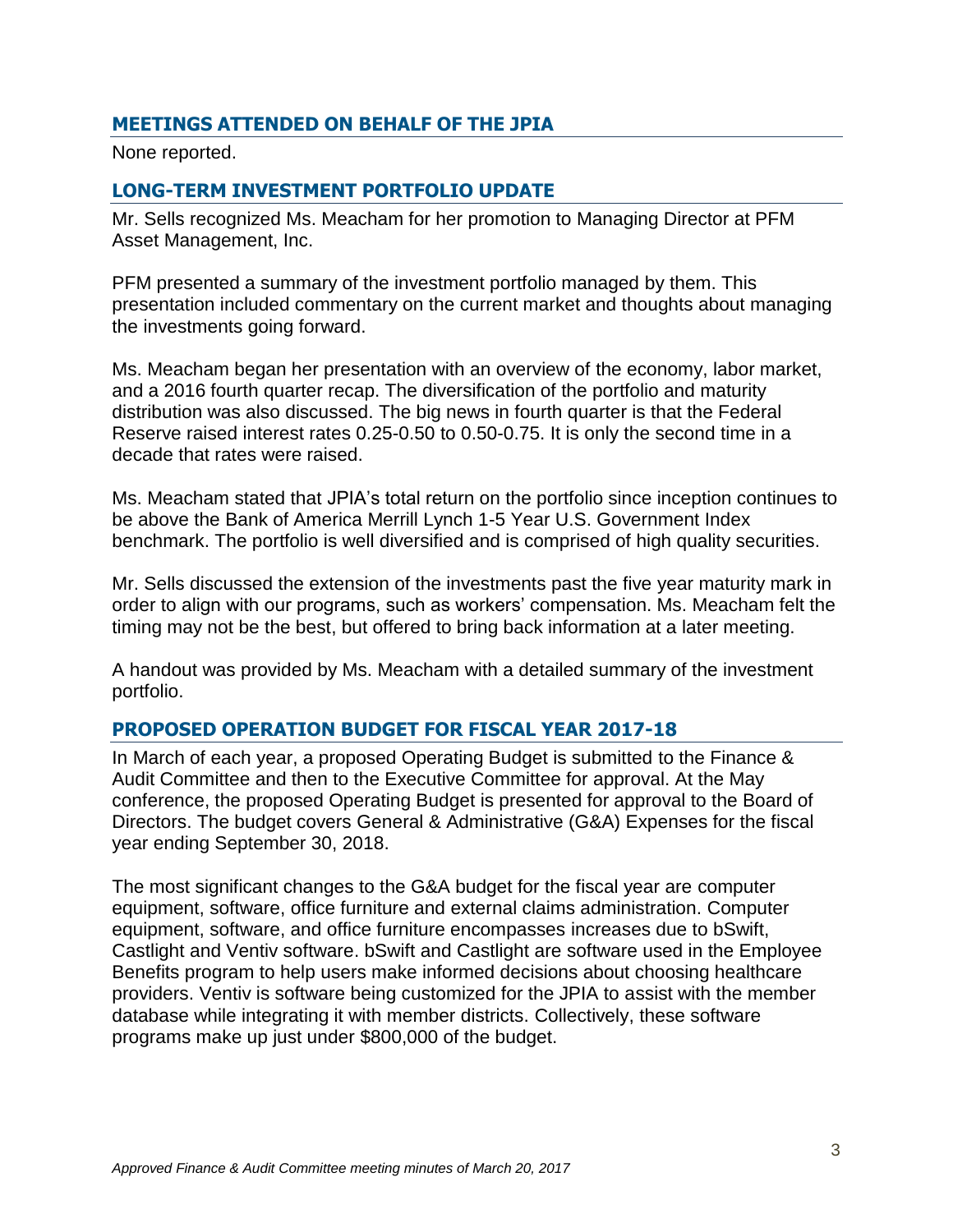## MEETINGS ATTENDED ON BEHALF OF THE JPIA

None reported.

## LONG-TERM INVESTMENT PORTFOLIO UPDATE

Mr. Sells recognized Ms. Meacham for her promotion to Managing Director at PFM Asset Management, Inc.

PFM presented a summary of the investment portfolio managed by them. This presentation included commentary on the current market and thoughts about managing the investments going forward.

Ms. Meacham began her presentation with an overview of the economy, labor market, and a 2016 fourth quarter recap. The diversification of the portfolio and maturity distribution was also discussed. The big news in fourth quarter is that the Federal Reserve raised interest rates 0.25-0.50 to 0.50-0.75. It is only the second time in a decade that rates were raised.

Ms. Meacham stated that JPIA's total return on the portfolio since inception continues to be above the Bank of America Merrill Lynch 1-5 Year U.S. Government Index benchmark. The portfolio is well diversified and is comprised of high quality securities.

Mr. Sells discussed the extension of the investments past the five year maturity mark in order to align with our programs, such as workers' compensation. Ms. Meacham felt the timing may not be the best, but offered to bring back information at a later meeting.

A handout was provided by Ms. Meacham with a detailed summary of the investment portfolio.

## PROPOSED OPERATION BUDGET FOR FISCAL YEAR 2017-18

In March of each year, a proposed Operating Budget is submitted to the Finance & Audit Committee and then to the Executive Committee for approval. At the May conference, the proposed Operating Budget is presented for approval to the Board of Directors. The budget covers General & Administrative (G&A) Expenses for the fiscal year ending September 30, 2018.

The most significant changes to the G&A budget for the fiscal year are computer equipment, software, office furniture and external claims administration. Computer equipment, software, and office furniture encompasses increases due to bSwift, Castlight and Ventiv software. bSwift and Castlight are software used in the Employee Benefits program to help users make informed decisions about choosing healthcare providers. Ventiv is software being customized for the JPIA to assist with the member database while integrating it with member districts. Collectively, these software programs make up just under $800,000 of the budget.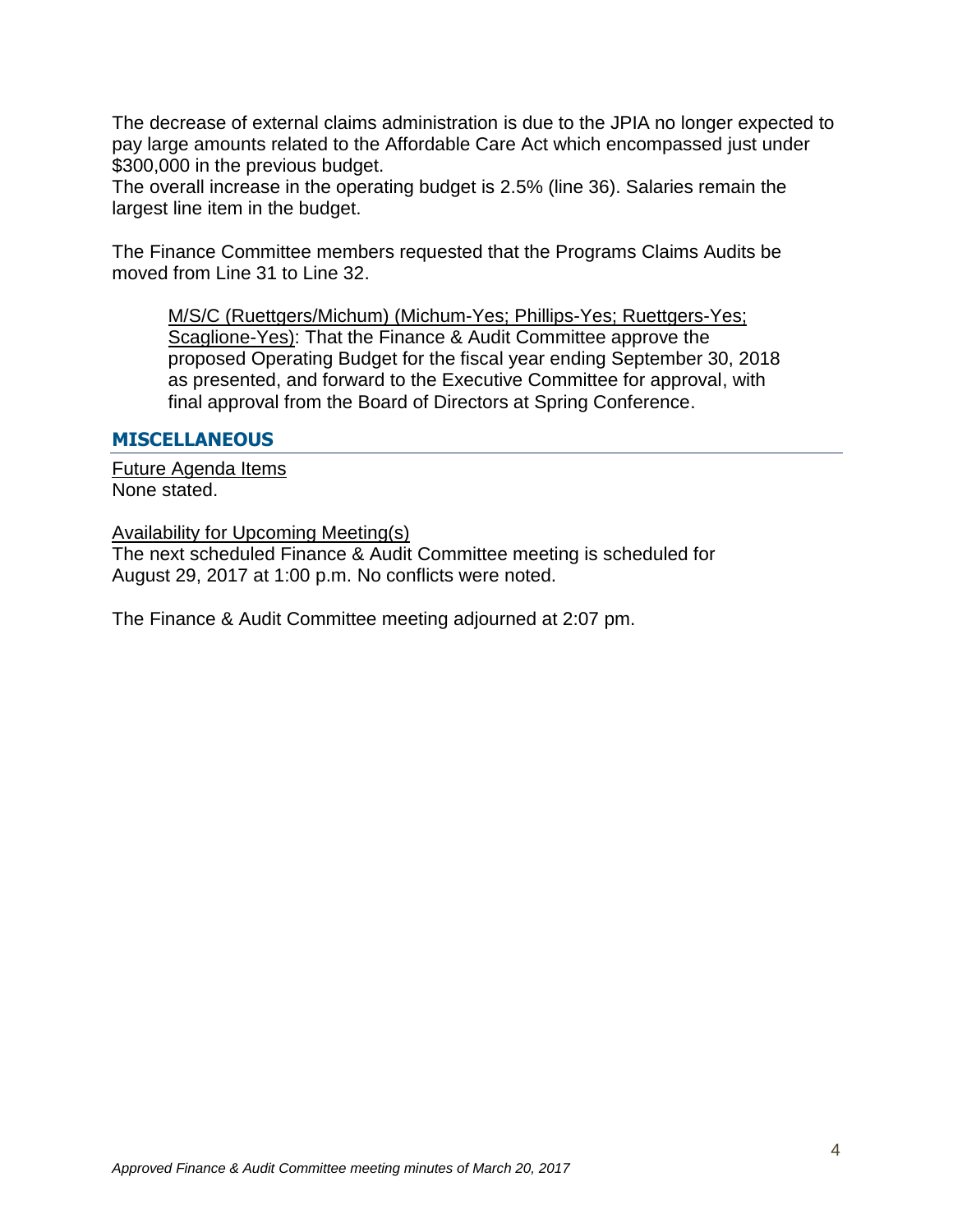The decrease of external claims administration is due to the JPIA no longer expected to pay large amounts related to the Affordable Care Act which encompassed just under $300,000 in the previous budget.
The overall increase in the operating budget is 2.5% (line 36). Salaries remain the largest line item in the budget.

The Finance Committee members requested that the Programs Claims Audits be moved from Line 31 to Line 32.

> M/S/C (Ruettgers/Michum) (Michum-Yes; Phillips-Yes; Ruettgers-Yes; Scaglione-Yes): That the Finance & Audit Committee approve the proposed Operating Budget for the fiscal year ending September 30, 2018 as presented, and forward to the Executive Committee for approval, with final approval from the Board of Directors at Spring Conference.

## MISCELLANEOUS

Future Agenda Items
None stated.

Availability for Upcoming Meeting(s)
The next scheduled Finance & Audit Committee meeting is scheduled for August 29, 2017 at 1:00 p.m. No conflicts were noted.

The Finance & Audit Committee meeting adjourned at 2:07 pm.